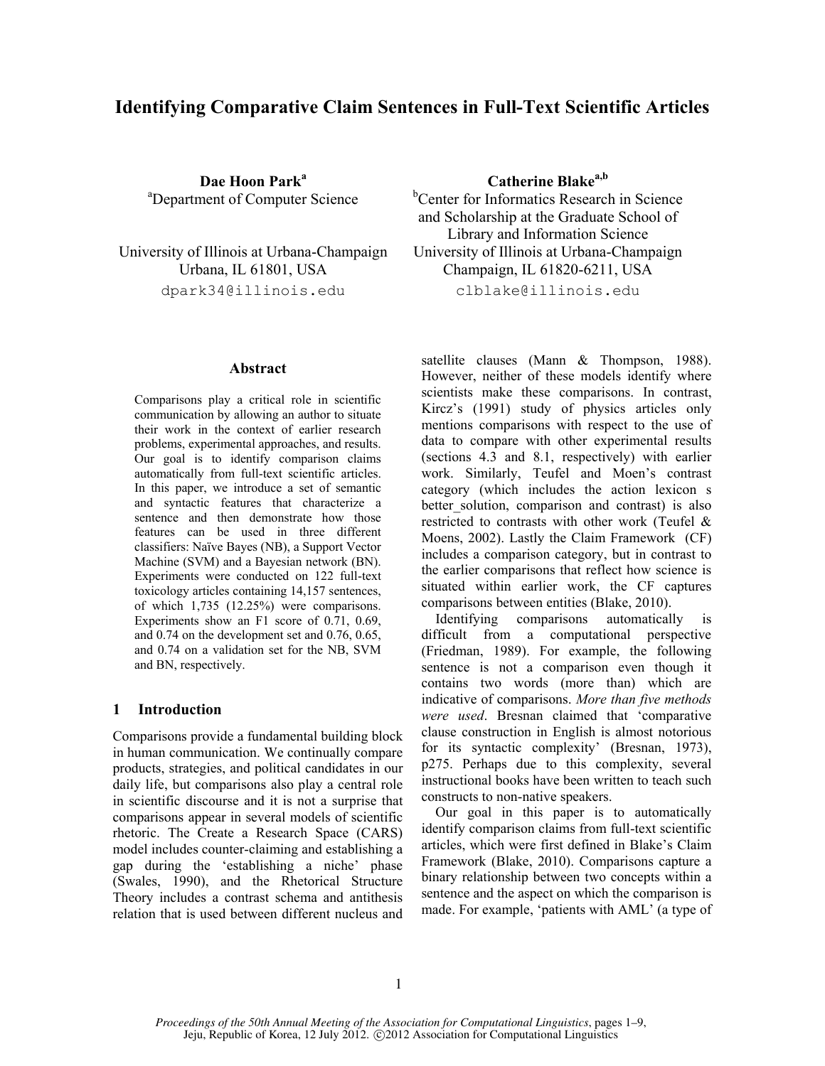# Identifying Comparative Claim Sentences in Full-Text Scientific Articles

**Dae Hoon Park**[a]
[a]Department of Computer Science

University of Illinois at Urbana-Champaign
Urbana, IL 61801, USA
dpark34@illinois.edu

**Catherine Blake**[a,b]
[b]Center for Informatics Research in Science and Scholarship at the Graduate School of Library and Information Science
University of Illinois at Urbana-Champaign
Champaign, IL 61820-6211, USA
clblake@illinois.edu

## Abstract

Comparisons play a critical role in scientific communication by allowing an author to situate their work in the context of earlier research problems, experimental approaches, and results. Our goal is to identify comparison claims automatically from full-text scientific articles. In this paper, we introduce a set of semantic and syntactic features that characterize a sentence and then demonstrate how those features can be used in three different classifiers: Naïve Bayes (NB), a Support Vector Machine (SVM) and a Bayesian network (BN). Experiments were conducted on 122 full-text toxicology articles containing 14,157 sentences, of which 1,735 (12.25%) were comparisons. Experiments show an F1 score of 0.71, 0.69, and 0.74 on the development set and 0.76, 0.65, and 0.74 on a validation set for the NB, SVM and BN, respectively.

## 1 Introduction

Comparisons provide a fundamental building block in human communication. We continually compare products, strategies, and political candidates in our daily life, but comparisons also play a central role in scientific discourse and it is not a surprise that comparisons appear in several models of scientific rhetoric. The Create a Research Space (CARS) model includes counter-claiming and establishing a gap during the 'establishing a niche' phase (Swales, 1990), and the Rhetorical Structure Theory includes a contrast schema and antithesis relation that is used between different nucleus and satellite clauses (Mann & Thompson, 1988). However, neither of these models identify where scientists make these comparisons. In contrast, Kircz's (1991) study of physics articles only mentions comparisons with respect to the use of data to compare with other experimental results (sections 4.3 and 8.1, respectively) with earlier work. Similarly, Teufel and Moen's contrast category (which includes the action lexicon s better_solution, comparison and contrast) is also restricted to contrasts with other work (Teufel & Moens, 2002). Lastly the Claim Framework (CF) includes a comparison category, but in contrast to the earlier comparisons that reflect how science is situated within earlier work, the CF captures comparisons between entities (Blake, 2010).

Identifying comparisons automatically is difficult from a computational perspective (Friedman, 1989). For example, the following sentence is not a comparison even though it contains two words (more than) which are indicative of comparisons. *More than five methods were used*. Bresnan claimed that 'comparative clause construction in English is almost notorious for its syntactic complexity' (Bresnan, 1973), p275. Perhaps due to this complexity, several instructional books have been written to teach such constructs to non-native speakers.

Our goal in this paper is to automatically identify comparison claims from full-text scientific articles, which were first defined in Blake's Claim Framework (Blake, 2010). Comparisons capture a binary relationship between two concepts within a sentence and the aspect on which the comparison is made. For example, 'patients with AML' (a type of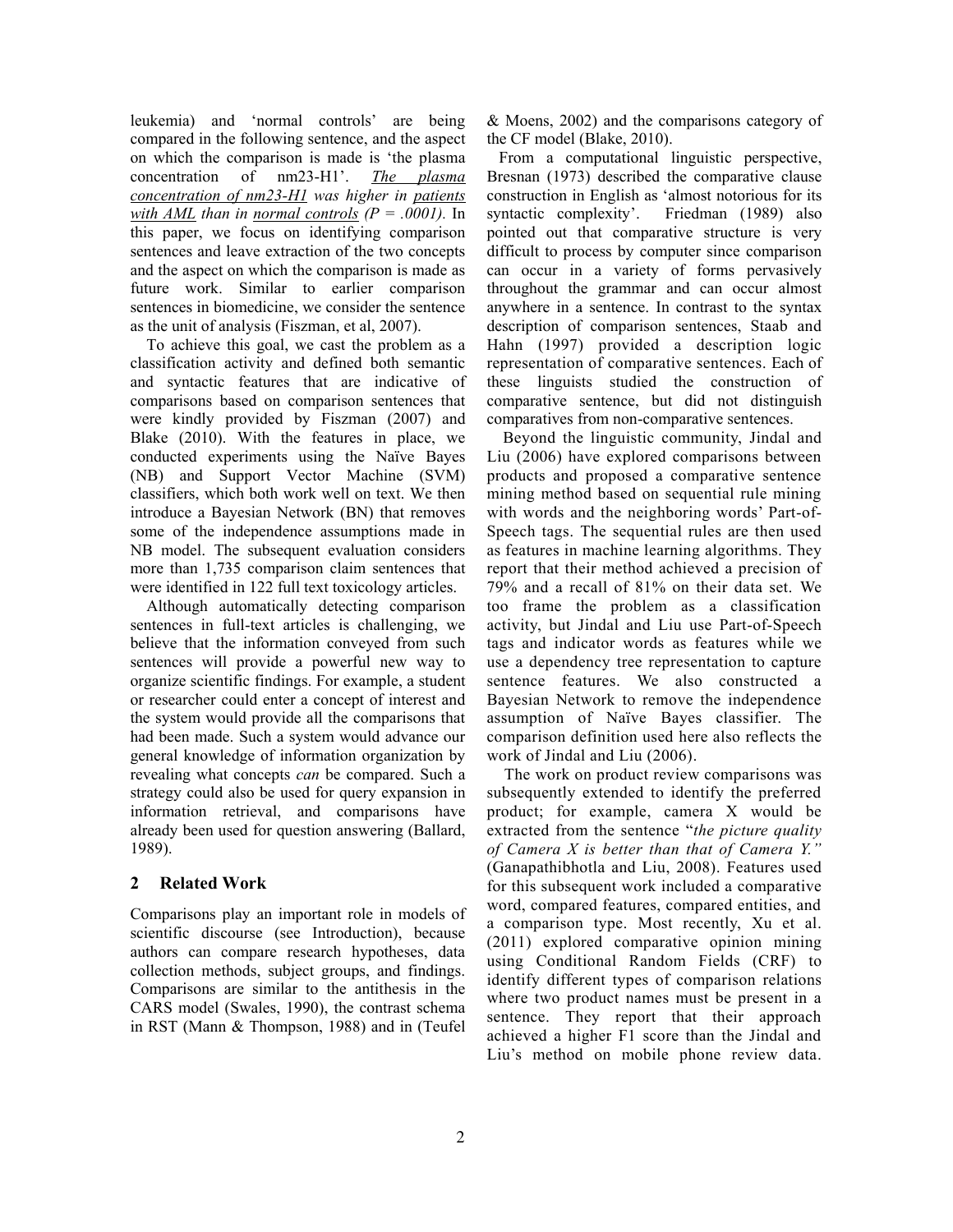leukemia) and 'normal controls' are being compared in the following sentence, and the aspect on which the comparison is made is 'the plasma concentration of nm23-H1'. *The plasma concentration of nm23-H1 was higher in patients with AML than in normal controls (P = .0001).* In this paper, we focus on identifying comparison sentences and leave extraction of the two concepts and the aspect on which the comparison is made as future work. Similar to earlier comparison sentences in biomedicine, we consider the sentence as the unit of analysis (Fiszman, et al, 2007).

To achieve this goal, we cast the problem as a classification activity and defined both semantic and syntactic features that are indicative of comparisons based on comparison sentences that were kindly provided by Fiszman (2007) and Blake (2010). With the features in place, we conducted experiments using the Naïve Bayes (NB) and Support Vector Machine (SVM) classifiers, which both work well on text. We then introduce a Bayesian Network (BN) that removes some of the independence assumptions made in NB model. The subsequent evaluation considers more than 1,735 comparison claim sentences that were identified in 122 full text toxicology articles.

Although automatically detecting comparison sentences in full-text articles is challenging, we believe that the information conveyed from such sentences will provide a powerful new way to organize scientific findings. For example, a student or researcher could enter a concept of interest and the system would provide all the comparisons that had been made. Such a system would advance our general knowledge of information organization by revealing what concepts *can* be compared. Such a strategy could also be used for query expansion in information retrieval, and comparisons have already been used for question answering (Ballard, 1989).

## 2 Related Work

Comparisons play an important role in models of scientific discourse (see Introduction), because authors can compare research hypotheses, data collection methods, subject groups, and findings. Comparisons are similar to the antithesis in the CARS model (Swales, 1990), the contrast schema in RST (Mann & Thompson, 1988) and in (Teufel & Moens, 2002) and the comparisons category of the CF model (Blake, 2010).

From a computational linguistic perspective, Bresnan (1973) described the comparative clause construction in English as 'almost notorious for its syntactic complexity'. Friedman (1989) also pointed out that comparative structure is very difficult to process by computer since comparison can occur in a variety of forms pervasively throughout the grammar and can occur almost anywhere in a sentence. In contrast to the syntax description of comparison sentences, Staab and Hahn (1997) provided a description logic representation of comparative sentences. Each of these linguists studied the construction of comparative sentence, but did not distinguish comparatives from non-comparative sentences.

Beyond the linguistic community, Jindal and Liu (2006) have explored comparisons between products and proposed a comparative sentence mining method based on sequential rule mining with words and the neighboring words' Part-of-Speech tags. The sequential rules are then used as features in machine learning algorithms. They report that their method achieved a precision of 79% and a recall of 81% on their data set. We too frame the problem as a classification activity, but Jindal and Liu use Part-of-Speech tags and indicator words as features while we use a dependency tree representation to capture sentence features. We also constructed a Bayesian Network to remove the independence assumption of Naïve Bayes classifier. The comparison definition used here also reflects the work of Jindal and Liu (2006).

The work on product review comparisons was subsequently extended to identify the preferred product; for example, camera X would be extracted from the sentence "*the picture quality of Camera X is better than that of Camera Y.*" (Ganapathibhotla and Liu, 2008). Features used for this subsequent work included a comparative word, compared features, compared entities, and a comparison type. Most recently, Xu et al. (2011) explored comparative opinion mining using Conditional Random Fields (CRF) to identify different types of comparison relations where two product names must be present in a sentence. They report that their approach achieved a higher F1 score than the Jindal and Liu's method on mobile phone review data.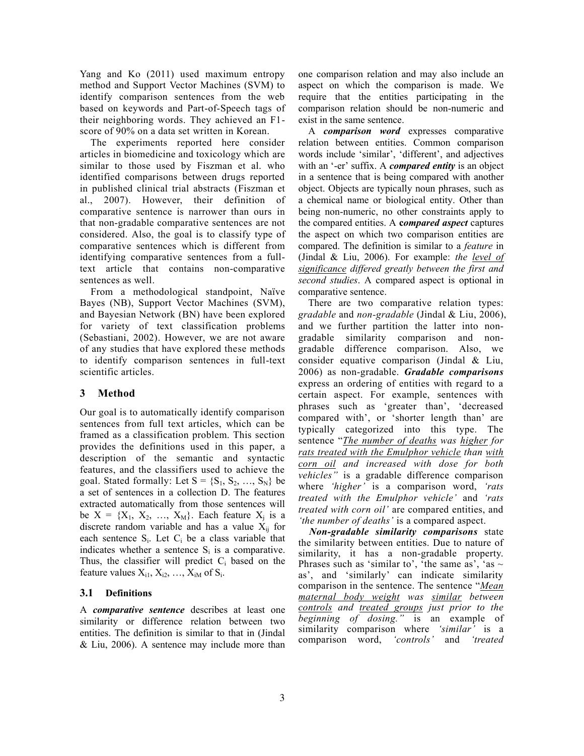Yang and Ko (2011) used maximum entropy method and Support Vector Machines (SVM) to identify comparison sentences from the web based on keywords and Part-of-Speech tags of their neighboring words. They achieved an F1-score of 90% on a data set written in Korean.

The experiments reported here consider articles in biomedicine and toxicology which are similar to those used by Fiszman et al. who identified comparisons between drugs reported in published clinical trial abstracts (Fiszman et al., 2007). However, their definition of comparative sentence is narrower than ours in that non-gradable comparative sentences are not considered. Also, the goal is to classify type of comparative sentences which is different from identifying comparative sentences from a full-text article that contains non-comparative sentences as well.

From a methodological standpoint, Naïve Bayes (NB), Support Vector Machines (SVM), and Bayesian Network (BN) have been explored for variety of text classification problems (Sebastiani, 2002). However, we are not aware of any studies that have explored these methods to identify comparison sentences in full-text scientific articles.

## 3 Method

Our goal is to automatically identify comparison sentences from full text articles, which can be framed as a classification problem. This section provides the definitions used in this paper, a description of the semantic and syntactic features, and the classifiers used to achieve the goal. Stated formally: Let $S = \{S_1, S_2, \ldots, S_N\}$ be a set of sentences in a collection D. The features extracted automatically from those sentences will be $X = \{X_1, X_2, \ldots, X_M\}$. Each feature $X_j$ is a discrete random variable and has a value $X_{ij}$ for each sentence $S_i$. Let $C_i$ be a class variable that indicates whether a sentence $S_i$ is a comparative. Thus, the classifier will predict $C_i$ based on the feature values $X_{i1}, X_{i2}, \ldots, X_{iM}$ of $S_i$.

### 3.1 Definitions

A ***comparative sentence*** describes at least one similarity or difference relation between two entities. The definition is similar to that in (Jindal & Liu, 2006). A sentence may include more than one comparison relation and may also include an aspect on which the comparison is made. We require that the entities participating in the comparison relation should be non-numeric and exist in the same sentence.

A ***comparison word*** expresses comparative relation between entities. Common comparison words include 'similar', 'different', and adjectives with an '-er' suffix. A ***compared entity*** is an object in a sentence that is being compared with another object. Objects are typically noun phrases, such as a chemical name or biological entity. Other than being non-numeric, no other constraints apply to the compared entities. A ***compared aspect*** captures the aspect on which two comparison entities are compared. The definition is similar to a *feature* in (Jindal & Liu, 2006). For example: *the level of significance differed greatly between the first and second studies*. A compared aspect is optional in comparative sentence.

There are two comparative relation types: *gradable* and *non-gradable* (Jindal & Liu, 2006), and we further partition the latter into non-gradable similarity comparison and non-gradable difference comparison. Also, we consider equative comparison (Jindal & Liu, 2006) as non-gradable. ***Gradable comparisons*** express an ordering of entities with regard to a certain aspect. For example, sentences with phrases such as 'greater than', 'decreased compared with', or 'shorter length than' are typically categorized into this type. The sentence "*The number of deaths was higher for rats treated with the Emulphor vehicle than with corn oil and increased with dose for both vehicles"* is a gradable difference comparison where *'higher'* is a comparison word, *'rats treated with the Emulphor vehicle'* and *'rats treated with corn oil'* are compared entities, and *'the number of deaths'* is a compared aspect.

***Non-gradable similarity comparisons*** state the similarity between entities. Due to nature of similarity, it has a non-gradable property. Phrases such as 'similar to', 'the same as', 'as ~ as', and 'similarly' can indicate similarity comparison in the sentence. The sentence "*Mean maternal body weight was similar between controls and treated groups just prior to the beginning of dosing."* is an example of similarity comparison where *'similar'* is a comparison word, *'controls'* and *'treated*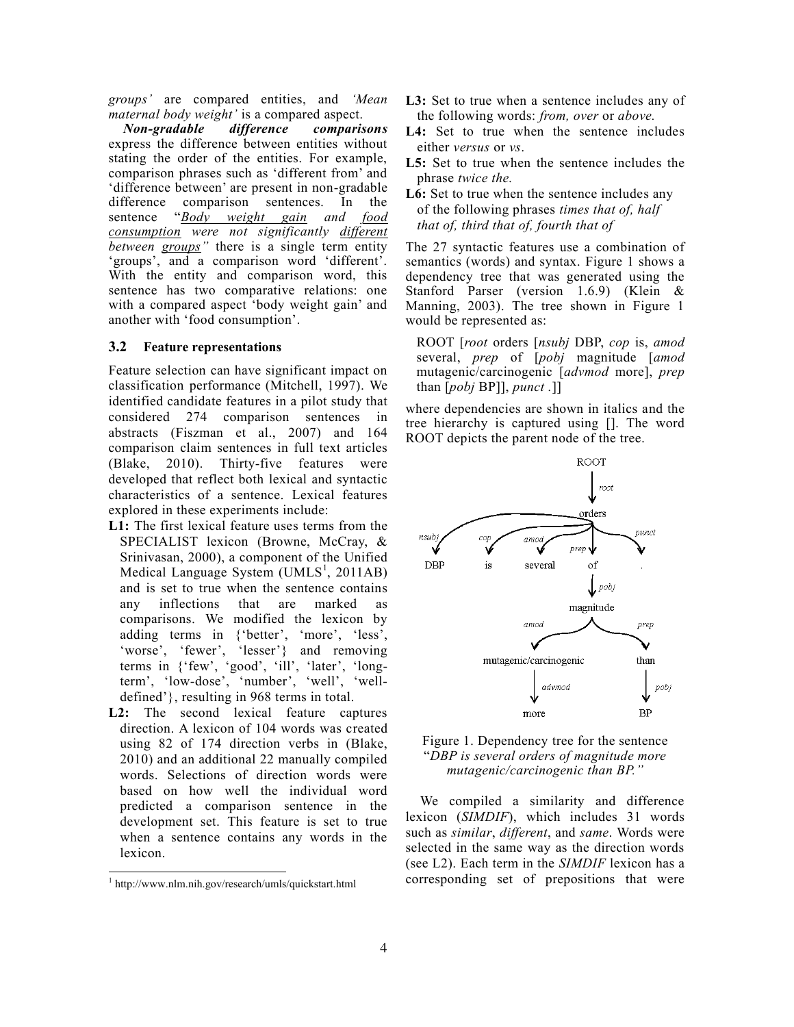*groups'* are compared entities, and *'Mean maternal body weight'* is a compared aspect.

***Non-gradable difference comparisons*** express the difference between entities without stating the order of the entities. For example, comparison phrases such as 'different from' and 'difference between' are present in non-gradable difference comparison sentences. In the sentence "*Body weight gain and food consumption were not significantly different between groups*" there is a single term entity 'groups', and a comparison word 'different'. With the entity and comparison word, this sentence has two comparative relations: one with a compared aspect 'body weight gain' and another with 'food consumption'.

### 3.2 Feature representations

Feature selection can have significant impact on classification performance (Mitchell, 1997). We identified candidate features in a pilot study that considered 274 comparison sentences in abstracts (Fiszman et al., 2007) and 164 comparison claim sentences in full text articles (Blake, 2010). Thirty-five features were developed that reflect both lexical and syntactic characteristics of a sentence. Lexical features explored in these experiments include:

- **L1:** The first lexical feature uses terms from the SPECIALIST lexicon (Browne, McCray, & Srinivasan, 2000), a component of the Unified Medical Language System (UMLS[1], 2011AB) and is set to true when the sentence contains any inflections that are marked as comparisons. We modified the lexicon by adding terms in {'better', 'more', 'less', 'worse', 'fewer', 'lesser'} and removing terms in {'few', 'good', 'ill', 'later', 'long-term', 'low-dose', 'number', 'well', 'well-defined'}, resulting in 968 terms in total.
- **L2:** The second lexical feature captures direction. A lexicon of 104 words was created using 82 of 174 direction verbs in (Blake, 2010) and an additional 22 manually compiled words. Selections of direction words were based on how well the individual word predicted a comparison sentence in the development set. This feature is set to true when a sentence contains any words in the lexicon.
- **L3:** Set to true when a sentence includes any of the following words: *from, over* or *above.*
- **L4:** Set to true when the sentence includes either *versus* or *vs*.
- **L5:** Set to true when the sentence includes the phrase *twice the.*
- **L6:** Set to true when the sentence includes any of the following phrases *times that of, half that of, third that of, fourth that of*

The 27 syntactic features use a combination of semantics (words) and syntax. Figure 1 shows a dependency tree that was generated using the Stanford Parser (version 1.6.9) (Klein & Manning, 2003). The tree shown in Figure 1 would be represented as:

ROOT [*root* orders [*nsubj* DBP, *cop* is, *amod* several, *prep* of [*pobj* magnitude [*amod* mutagenic/carcinogenic [*advmod* more], *prep* than [*pobj* BP]], *punct* .]]

where dependencies are shown in italics and the tree hierarchy is captured using []. The word ROOT depicts the parent node of the tree.

Figure 1. Dependency tree for the sentence "*DBP is several orders of magnitude more mutagenic/carcinogenic than BP.*"

We compiled a similarity and difference lexicon (*SIMDIF*), which includes 31 words such as *similar*, *different*, and *same*. Words were selected in the same way as the direction words (see L2). Each term in the *SIMDIF* lexicon has a corresponding set of prepositions that were

[1] http://www.nlm.nih.gov/research/umls/quickstart.html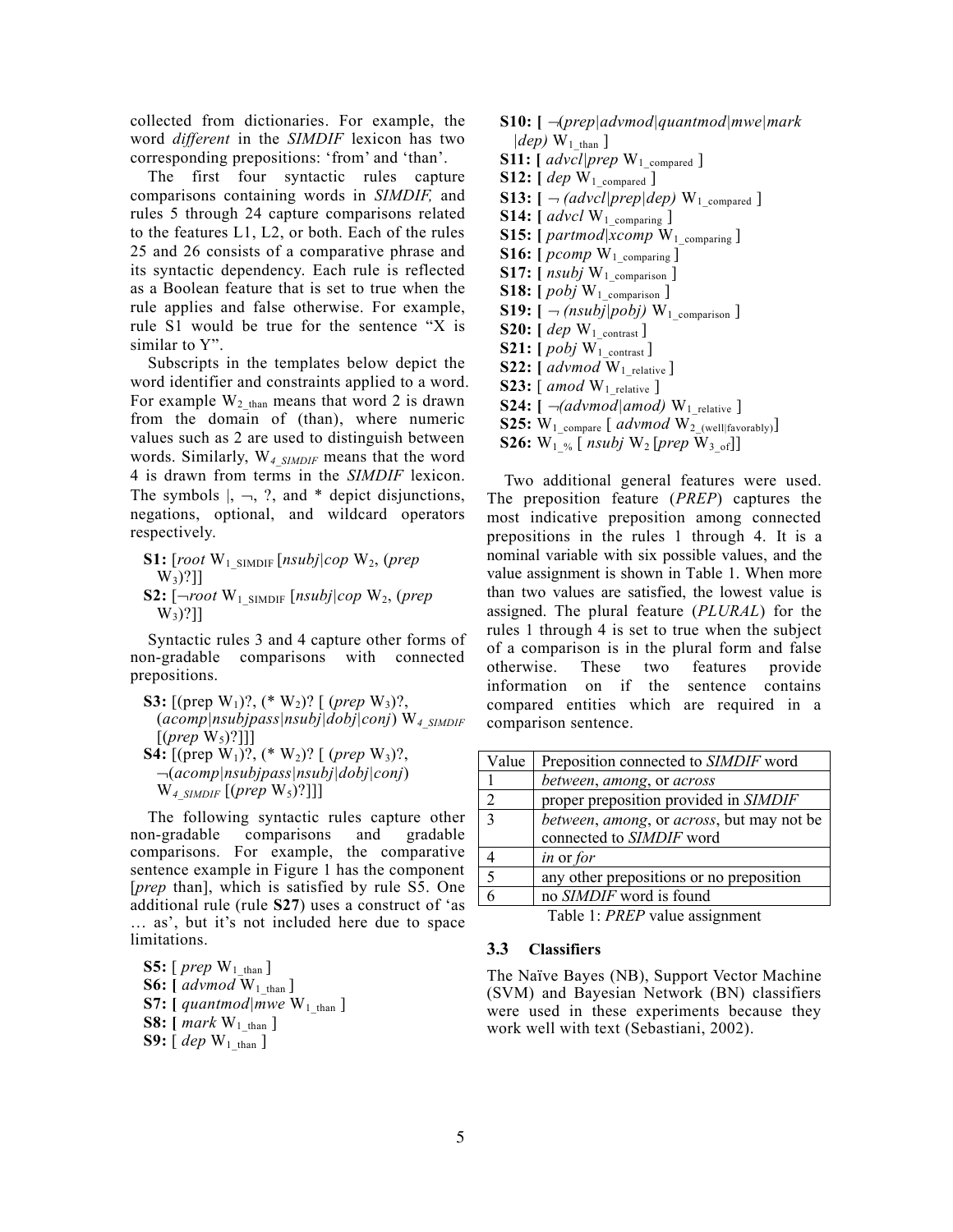collected from dictionaries. For example, the word *different* in the *SIMDIF* lexicon has two corresponding prepositions: 'from' and 'than'.

The first four syntactic rules capture comparisons containing words in *SIMDIF,* and rules 5 through 24 capture comparisons related to the features L1, L2, or both. Each of the rules 25 and 26 consists of a comparative phrase and its syntactic dependency. Each rule is reflected as a Boolean feature that is set to true when the rule applies and false otherwise. For example, rule S1 would be true for the sentence "X is similar to Y".

Subscripts in the templates below depict the word identifier and constraints applied to a word. For example $W_{2\_than}$ means that word 2 is drawn from the domain of (than), where numeric values such as 2 are used to distinguish between words. Similarly, $W_{4\_SIMDIF}$ means that the word 4 is drawn from terms in the *SIMDIF* lexicon. The symbols |, ¬, ?, and * depict disjunctions, negations, optional, and wildcard operators respectively.

**S1:** [*root* $W_{1\_SIMDIF}$ [*nsubj*|*cop* $W_2$, (*prep* $W_3$)?]]

**S2:** [¬*root* $W_{1\_SIMDIF}$ [*nsubj*|*cop* $W_2$, (*prep* $W_3$)?]]

Syntactic rules 3 and 4 capture other forms of non-gradable comparisons with connected prepositions.

**S3:** [(prep $W_1$)?, (* $W_2$)? [ (*prep* $W_3$)?, (*acomp*|*nsubjpass*|*nsubj*|*dobj*|*conj*) $W_{4\_SIMDIF}$ [(*prep* $W_5$)?]]]

**S4:** [(prep $W_1$)?, (* $W_2$)? [ (*prep* $W_3$)?, ¬(*acomp*|*nsubjpass*|*nsubj*|*dobj*|*conj*) $W_{4\_SIMDIF}$ [(*prep* $W_5$)?]]]

The following syntactic rules capture other non-gradable comparisons and gradable comparisons. For example, the comparative sentence example in Figure 1 has the component [*prep* than], which is satisfied by rule S5. One additional rule (rule **S27**) uses a construct of 'as … as', but it's not included here due to space limitations.

**S5:** [ *prep* $W_{1\_than}$ ]

**S6:** [ *advmod* $W_{1\_than}$ ]

**S7:** [ *quantmod*|*mwe* $W_{1\_than}$ ]

**S8:** [ *mark* $W_{1\_than}$ ]

**S9:** [ *dep* $W_{1\_than}$ ]

**S10:** [ ¬(*prep*|*advmod*|*quantmod*|*mwe*|*mark*|*dep)* $W_{1\_than}$ ]

**S11:** [ *advcl*|*prep* $W_{1\_compared}$ ]

**S12:** [ *dep* $W_{1\_compared}$ ]

**S13:** [ ¬ *(advcl*|*prep*|*dep)* $W_{1\_compared}$ ]

**S14:** [ *advcl* $W_{1\_comparing}$ ]

**S15:** [ *partmod*|*xcomp* $W_{1\_comparing}$ ]

**S16:** [ *pcomp* $W_{1\_comparing}$ ]

**S17:** [ *nsubj* $W_{1\_comparison}$ ]

**S18:** [ *pobj* $W_{1\_comparison}$ ]

**S19:** [ ¬ *(nsubj*|*pobj)* $W_{1\_comparison}$ ]

**S20:** [ *dep* $W_{1\_contrast}$ ]

**S21:** [ *pobj* $W_{1\_contrast}$ ]

**S22:** [ *advmod* $W_{1\_relative}$ ]

**S23:** [ *amod* $W_{1\_relative}$ ]

**S24:** [ ¬*(advmod*|*amod)* $W_{1\_relative}$ ]

**S25:** $W_{1\_compare}$ [ *advmod* $W_{2\_(well|favorably)}$]

**S26:** $W_{1\_\%}$ [ *nsubj* $W_2$ [*prep* $W_{3\_of}$]]

Two additional general features were used. The preposition feature (*PREP*) captures the most indicative preposition among connected prepositions in the rules 1 through 4. It is a nominal variable with six possible values, and the value assignment is shown in Table 1. When more than two values are satisfied, the lowest value is assigned. The plural feature (*PLURAL*) for the rules 1 through 4 is set to true when the subject of a comparison is in the plural form and false otherwise. These two features provide information on if the sentence contains compared entities which are required in a comparison sentence.

| Value | Preposition connected to *SIMDIF* word |
|---|---|
| 1 | *between*, *among*, or *across* |
| 2 | proper preposition provided in *SIMDIF* |
| 3 | *between*, *among*, or *across*, but may not be connected to *SIMDIF* word |
| 4 | *in* or *for* |
| 5 | any other prepositions or no preposition |
| 6 | no *SIMDIF* word is found |

Table 1: *PREP* value assignment

### 3.3 Classifiers

The Naïve Bayes (NB), Support Vector Machine (SVM) and Bayesian Network (BN) classifiers were used in these experiments because they work well with text (Sebastiani, 2002).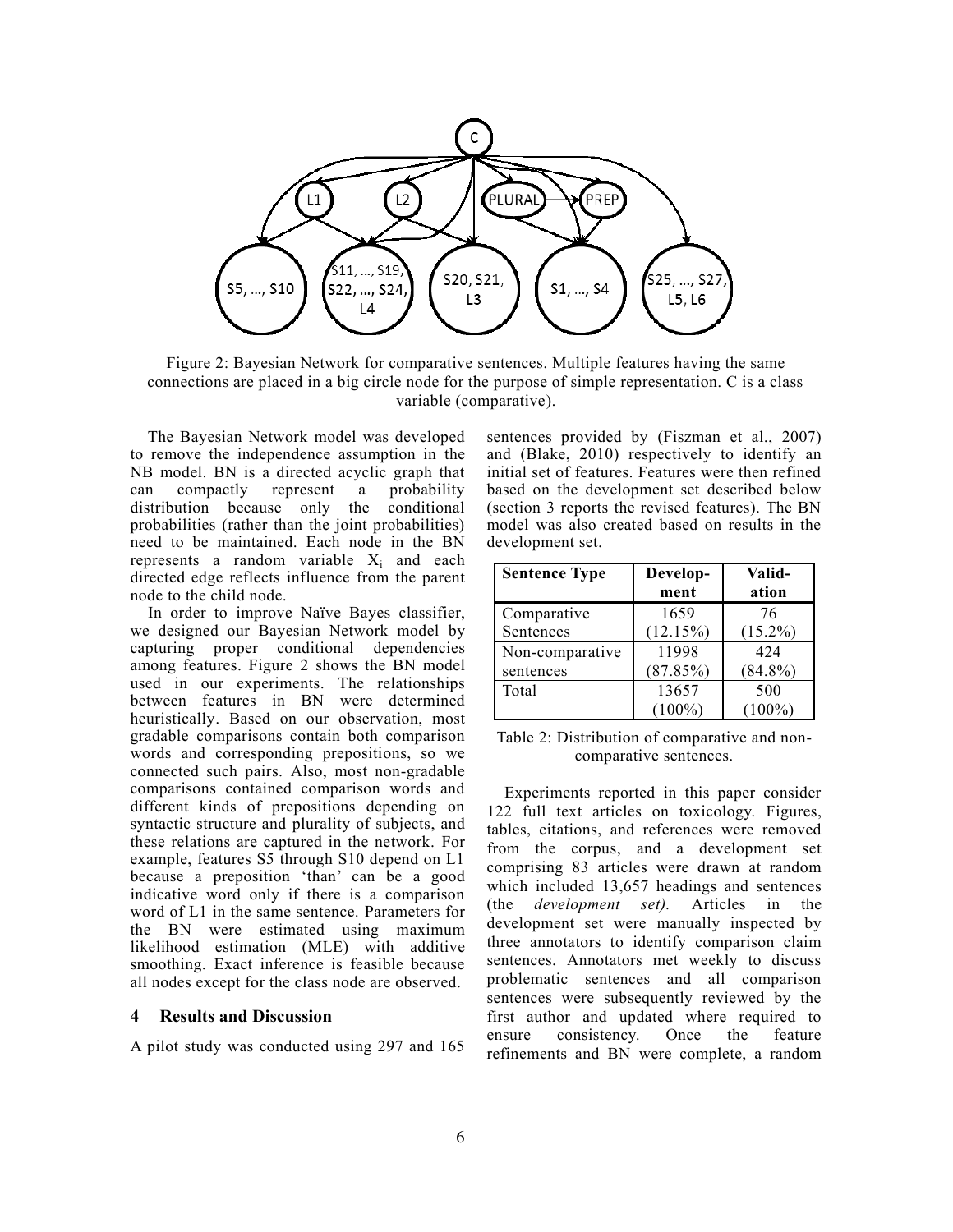Figure 2: Bayesian Network for comparative sentences. Multiple features having the same connections are placed in a big circle node for the purpose of simple representation. C is a class variable (comparative).

The Bayesian Network model was developed to remove the independence assumption in the NB model. BN is a directed acyclic graph that can compactly represent a probability distribution because only the conditional probabilities (rather than the joint probabilities) need to be maintained. Each node in the BN represents a random variable $X_i$ and each directed edge reflects influence from the parent node to the child node.

In order to improve Naïve Bayes classifier, we designed our Bayesian Network model by capturing proper conditional dependencies among features. Figure 2 shows the BN model used in our experiments. The relationships between features in BN were determined heuristically. Based on our observation, most gradable comparisons contain both comparison words and corresponding prepositions, so we connected such pairs. Also, most non-gradable comparisons contained comparison words and different kinds of prepositions depending on syntactic structure and plurality of subjects, and these relations are captured in the network. For example, features S5 through S10 depend on L1 because a preposition 'than' can be a good indicative word only if there is a comparison word of L1 in the same sentence. Parameters for the BN were estimated using maximum likelihood estimation (MLE) with additive smoothing. Exact inference is feasible because all nodes except for the class node are observed.

## 4 Results and Discussion

A pilot study was conducted using 297 and 165 sentences provided by (Fiszman et al., 2007) and (Blake, 2010) respectively to identify an initial set of features. Features were then refined based on the development set described below (section 3 reports the revised features). The BN model was also created based on results in the development set.

| Sentence Type | Development | Validation |
|---|---|---|
| Comparative Sentences | 1659 (12.15%) | 76 (15.2%) |
| Non-comparative sentences | 11998 (87.85%) | 424 (84.8%) |
| Total | 13657 (100%) | 500 (100%) |

Table 2: Distribution of comparative and non-comparative sentences.

Experiments reported in this paper consider 122 full text articles on toxicology. Figures, tables, citations, and references were removed from the corpus, and a development set comprising 83 articles were drawn at random which included 13,657 headings and sentences (the *development set).* Articles in the development set were manually inspected by three annotators to identify comparison claim sentences. Annotators met weekly to discuss problematic sentences and all comparison sentences were subsequently reviewed by the first author and updated where required to ensure consistency. Once the feature refinements and BN were complete, a random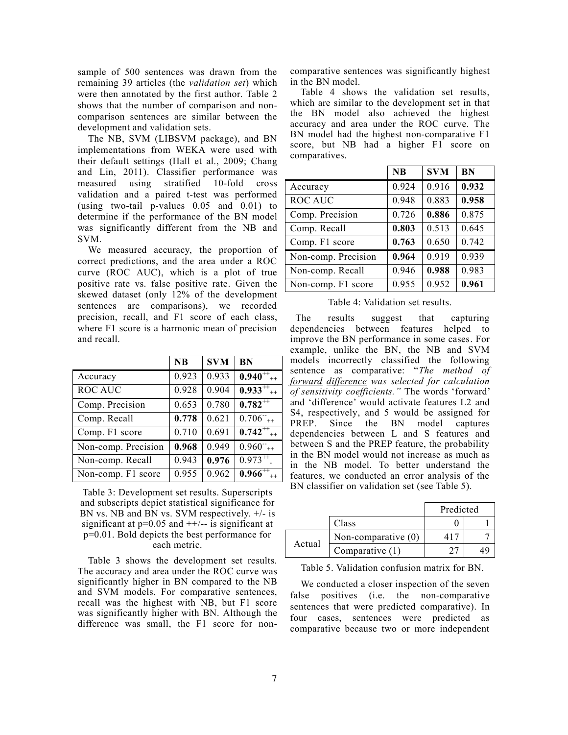sample of 500 sentences was drawn from the remaining 39 articles (the *validation set*) which were then annotated by the first author. Table 2 shows that the number of comparison and non-comparison sentences are similar between the development and validation sets.

The NB, SVM (LIBSVM package), and BN implementations from WEKA were used with their default settings (Hall et al., 2009; Chang and Lin, 2011). Classifier performance was measured using stratified 10-fold cross validation and a paired t-test was performed (using two-tail p-values 0.05 and 0.01) to determine if the performance of the BN model was significantly different from the NB and SVM.

We measured accuracy, the proportion of correct predictions, and the area under a ROC curve (ROC AUC), which is a plot of true positive rate vs. false positive rate. Given the skewed dataset (only 12% of the development sentences are comparisons), we recorded precision, recall, and F1 score of each class, where F1 score is a harmonic mean of precision and recall.

| | NB | SVM | BN |
|---|---|---|---|
| Accuracy | 0.923 | 0.933 | **0.940**$^{++}_{++}$ |
| ROC AUC | 0.928 | 0.904 | **0.933**$^{++}_{++}$ |
| Comp. Precision | 0.653 | 0.780 | **0.782**$^{++}$ |
| Comp. Recall | **0.778** | 0.621 | 0.706$^{--}_{++}$ |
| Comp. F1 score | 0.710 | 0.691 | **0.742**$^{++}_{++}$ |
| Non-comp. Precision | **0.968** | 0.949 | 0.960$^{--}_{++}$ |
| Non-comp. Recall | 0.943 | **0.976** | 0.973$^{++}_{-}$ |
| Non-comp. F1 score | 0.955 | 0.962 | **0.966**$^{++}_{++}$ |

Table 3: Development set results. Superscripts and subscripts depict statistical significance for BN vs. NB and BN vs. SVM respectively. +/- is significant at p=0.05 and ++/-- is significant at p=0.01. Bold depicts the best performance for each metric.

Table 3 shows the development set results. The accuracy and area under the ROC curve was significantly higher in BN compared to the NB and SVM models. For comparative sentences, recall was the highest with NB, but F1 score was significantly higher with BN. Although the difference was small, the F1 score for non-comparative sentences was significantly highest in the BN model.

Table 4 shows the validation set results, which are similar to the development set in that the BN model also achieved the highest accuracy and area under the ROC curve. The BN model had the highest non-comparative F1 score, but NB had a higher F1 score on comparatives.

| | NB | SVM | BN |
|---|---|---|---|
| Accuracy | 0.924 | 0.916 | **0.932** |
| ROC AUC | 0.948 | 0.883 | **0.958** |
| Comp. Precision | 0.726 | **0.886** | 0.875 |
| Comp. Recall | **0.803** | 0.513 | 0.645 |
| Comp. F1 score | **0.763** | 0.650 | 0.742 |
| Non-comp. Precision | **0.964** | 0.919 | 0.939 |
| Non-comp. Recall | 0.946 | **0.988** | 0.983 |
| Non-comp. F1 score | 0.955 | 0.952 | **0.961** |

Table 4: Validation set results.

The results suggest that capturing dependencies between features helped to improve the BN performance in some cases. For example, unlike the BN, the NB and SVM models incorrectly classified the following sentence as comparative: "*The method of forward difference was selected for calculation of sensitivity coefficients.*" The words 'forward' and 'difference' would activate features L2 and S4, respectively, and 5 would be assigned for PREP. Since the BN model captures dependencies between L and S features and between S and the PREP feature, the probability in the BN model would not increase as much as in the NB model. To better understand the features, we conducted an error analysis of the BN classifier on validation set (see Table 5).

| | | Predicted | |
|---|---|---|---|
| | Class | 0 | 1 |
| Actual | Non-comparative (0) | 417 | 7 |
| | Comparative (1) | 27 | 49 |

Table 5. Validation confusion matrix for BN.

We conducted a closer inspection of the seven false positives (i.e. the non-comparative sentences that were predicted comparative). In four cases, sentences were predicted as comparative because two or more independent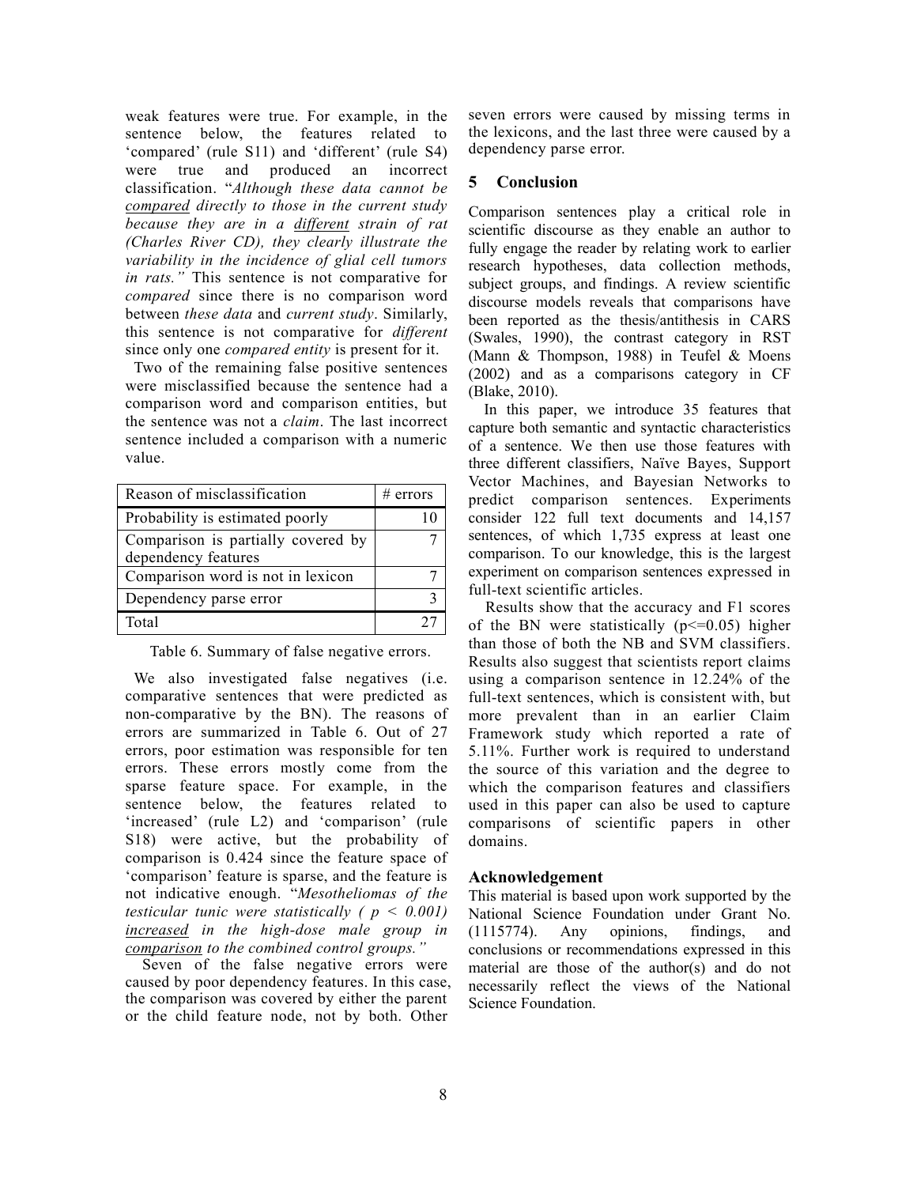weak features were true. For example, in the sentence below, the features related to 'compared' (rule S11) and 'different' (rule S4) were true and produced an incorrect classification. "*Although these data cannot be compared directly to those in the current study because they are in a different strain of rat (Charles River CD), they clearly illustrate the variability in the incidence of glial cell tumors in rats.*" This sentence is not comparative for *compared* since there is no comparison word between *these data* and *current study*. Similarly, this sentence is not comparative for *different* since only one *compared entity* is present for it.

Two of the remaining false positive sentences were misclassified because the sentence had a comparison word and comparison entities, but the sentence was not a *claim*. The last incorrect sentence included a comparison with a numeric value.

| Reason of misclassification | # errors |
| --- | --- |
| Probability is estimated poorly | 10 |
| Comparison is partially covered by dependency features | 7 |
| Comparison word is not in lexicon | 7 |
| Dependency parse error | 3 |
| Total | 27 |

Table 6. Summary of false negative errors.

We also investigated false negatives (i.e. comparative sentences that were predicted as non-comparative by the BN). The reasons of errors are summarized in Table 6. Out of 27 errors, poor estimation was responsible for ten errors. These errors mostly come from the sparse feature space. For example, in the sentence below, the features related to 'increased' (rule L2) and 'comparison' (rule S18) were active, but the probability of comparison is 0.424 since the feature space of 'comparison' feature is sparse, and the feature is not indicative enough. "*Mesotheliomas of the testicular tunic were statistically ( $p < 0.001$) increased in the high-dose male group in comparison to the combined control groups.*"

Seven of the false negative errors were caused by poor dependency features. In this case, the comparison was covered by either the parent or the child feature node, not by both. Other seven errors were caused by missing terms in the lexicons, and the last three were caused by a dependency parse error.

## 5 Conclusion

Comparison sentences play a critical role in scientific discourse as they enable an author to fully engage the reader by relating work to earlier research hypotheses, data collection methods, subject groups, and findings. A review scientific discourse models reveals that comparisons have been reported as the thesis/antithesis in CARS (Swales, 1990), the contrast category in RST (Mann & Thompson, 1988) in Teufel & Moens (2002) and as a comparisons category in CF (Blake, 2010).

In this paper, we introduce 35 features that capture both semantic and syntactic characteristics of a sentence. We then use those features with three different classifiers, Naïve Bayes, Support Vector Machines, and Bayesian Networks to predict comparison sentences. Experiments consider 122 full text documents and 14,157 sentences, of which 1,735 express at least one comparison. To our knowledge, this is the largest experiment on comparison sentences expressed in full-text scientific articles.

Results show that the accuracy and F1 scores of the BN were statistically ($p<=0.05$) higher than those of both the NB and SVM classifiers. Results also suggest that scientists report claims using a comparison sentence in 12.24% of the full-text sentences, which is consistent with, but more prevalent than in an earlier Claim Framework study which reported a rate of 5.11%. Further work is required to understand the source of this variation and the degree to which the comparison features and classifiers used in this paper can also be used to capture comparisons of scientific papers in other domains.

## Acknowledgement

This material is based upon work supported by the National Science Foundation under Grant No. (1115774). Any opinions, findings, and conclusions or recommendations expressed in this material are those of the author(s) and do not necessarily reflect the views of the National Science Foundation.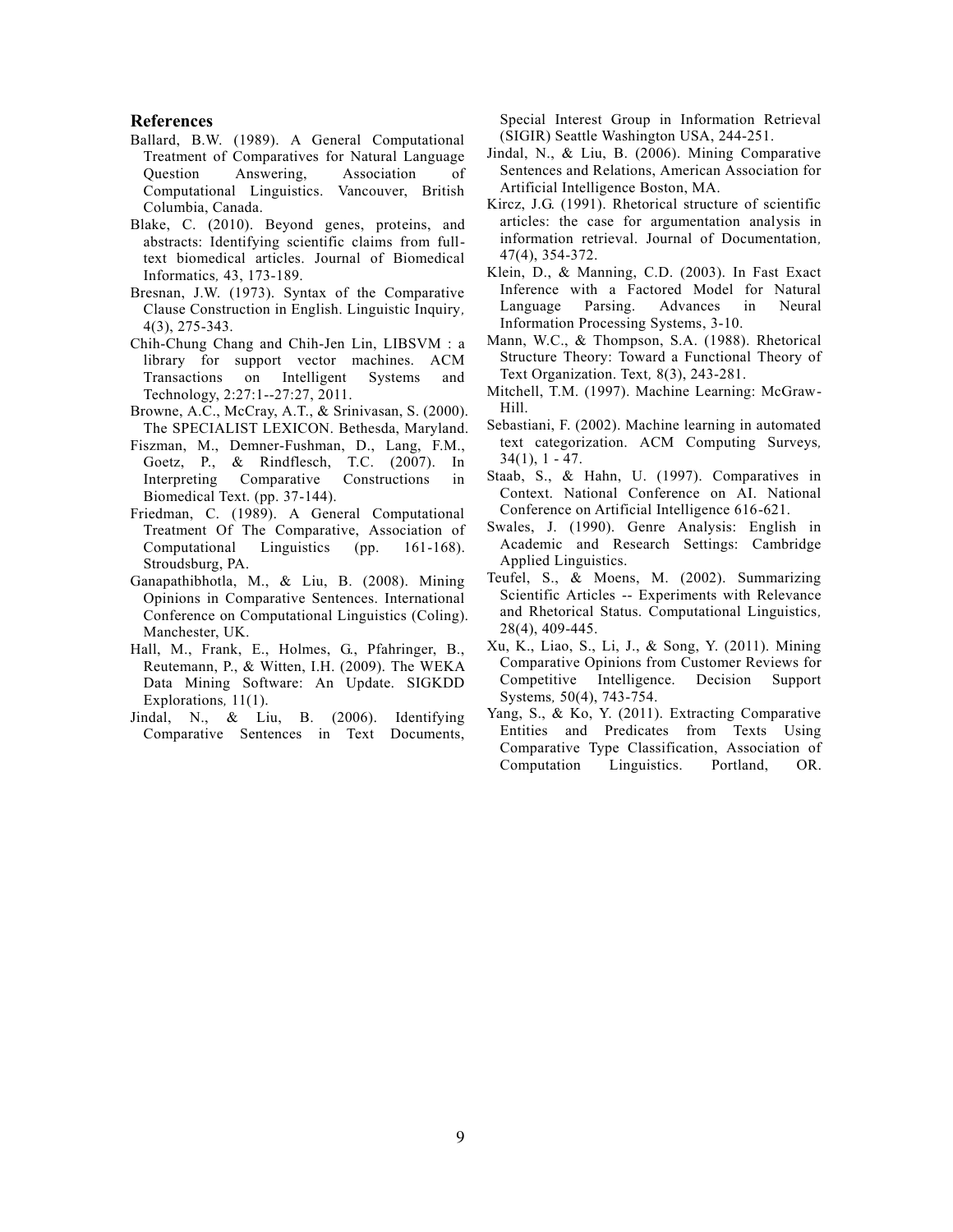## References

Ballard, B.W. (1989). A General Computational Treatment of Comparatives for Natural Language Question Answering, Association of Computational Linguistics. Vancouver, British Columbia, Canada.

Blake, C. (2010). Beyond genes, proteins, and abstracts: Identifying scientific claims from full-text biomedical articles. Journal of Biomedical Informatics*,* 43, 173-189.

Bresnan, J.W. (1973). Syntax of the Comparative Clause Construction in English. Linguistic Inquiry*,* 4(3), 275-343.

Chih-Chung Chang and Chih-Jen Lin, LIBSVM : a library for support vector machines. ACM Transactions on Intelligent Systems and Technology, 2:27:1--27:27, 2011.

Browne, A.C., McCray, A.T., & Srinivasan, S. (2000). The SPECIALIST LEXICON. Bethesda, Maryland.

Fiszman, M., Demner-Fushman, D., Lang, F.M., Goetz, P., & Rindflesch, T.C. (2007). In Interpreting Comparative Constructions in Biomedical Text. (pp. 37-144).

Friedman, C. (1989). A General Computational Treatment Of The Comparative, Association of Computational Linguistics (pp. 161-168). Stroudsburg, PA.

Ganapathibhotla, M., & Liu, B. (2008). Mining Opinions in Comparative Sentences. International Conference on Computational Linguistics (Coling). Manchester, UK.

Hall, M., Frank, E., Holmes, G., Pfahringer, B., Reutemann, P., & Witten, I.H. (2009). The WEKA Data Mining Software: An Update. SIGKDD Explorations*,* 11(1).

Jindal, N., & Liu, B. (2006). Identifying Comparative Sentences in Text Documents, Special Interest Group in Information Retrieval (SIGIR) Seattle Washington USA, 244-251.

Jindal, N., & Liu, B. (2006). Mining Comparative Sentences and Relations, American Association for Artificial Intelligence Boston, MA.

Kircz, J.G. (1991). Rhetorical structure of scientific articles: the case for argumentation analysis in information retrieval. Journal of Documentation*,* 47(4), 354-372.

Klein, D., & Manning, C.D. (2003). In Fast Exact Inference with a Factored Model for Natural Language Parsing. Advances in Neural Information Processing Systems, 3-10.

Mann, W.C., & Thompson, S.A. (1988). Rhetorical Structure Theory: Toward a Functional Theory of Text Organization. Text*,* 8(3), 243-281.

Mitchell, T.M. (1997). Machine Learning: McGraw-Hill.

Sebastiani, F. (2002). Machine learning in automated text categorization. ACM Computing Surveys*,* 34(1), 1 - 47.

Staab, S., & Hahn, U. (1997). Comparatives in Context. National Conference on AI. National Conference on Artificial Intelligence 616-621.

Swales, J. (1990). Genre Analysis: English in Academic and Research Settings: Cambridge Applied Linguistics.

Teufel, S., & Moens, M. (2002). Summarizing Scientific Articles -- Experiments with Relevance and Rhetorical Status. Computational Linguistics*,* 28(4), 409-445.

Xu, K., Liao, S., Li, J., & Song, Y. (2011). Mining Comparative Opinions from Customer Reviews for Competitive Intelligence. Decision Support Systems*,* 50(4), 743-754.

Yang, S., & Ko, Y. (2011). Extracting Comparative Entities and Predicates from Texts Using Comparative Type Classification, Association of Computation Linguistics. Portland, OR.